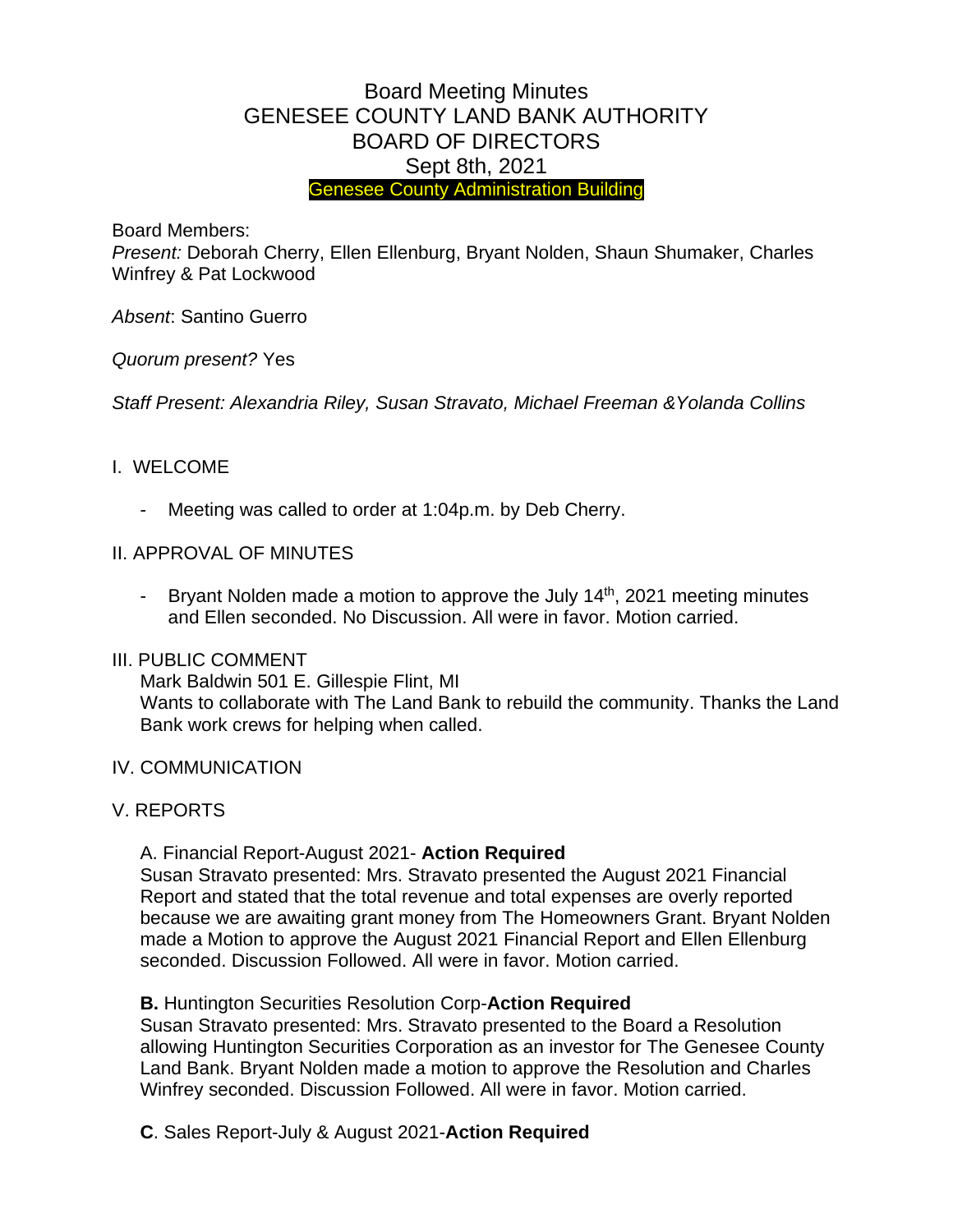# Board Meeting Minutes
# GENESEE COUNTY LAND BANK AUTHORITY
# BOARD OF DIRECTORS
# Sept 8th, 2021

Genesee County Administration Building

Board Members:

*Present:* Deborah Cherry, Ellen Ellenburg, Bryant Nolden, Shaun Shumaker, Charles Winfrey & Pat Lockwood

*Absent*: Santino Guerro

*Quorum present?* Yes

*Staff Present: Alexandria Riley, Susan Stravato, Michael Freeman &Yolanda Collins*

## I. WELCOME

- Meeting was called to order at 1:04p.m. by Deb Cherry.

## II. APPROVAL OF MINUTES

- Bryant Nolden made a motion to approve the July 14th, 2021 meeting minutes and Ellen seconded. No Discussion. All were in favor. Motion carried.

## III. PUBLIC COMMENT

Mark Baldwin 501 E. Gillespie Flint, MI

Wants to collaborate with The Land Bank to rebuild the community. Thanks the Land Bank work crews for helping when called.

## IV. COMMUNICATION

## V. REPORTS

A. Financial Report-August 2021- **Action Required**

Susan Stravato presented: Mrs. Stravato presented the August 2021 Financial Report and stated that the total revenue and total expenses are overly reported because we are awaiting grant money from The Homeowners Grant. Bryant Nolden made a Motion to approve the August 2021 Financial Report and Ellen Ellenburg seconded. Discussion Followed. All were in favor. Motion carried.

**B.** Huntington Securities Resolution Corp-**Action Required**

Susan Stravato presented: Mrs. Stravato presented to the Board a Resolution allowing Huntington Securities Corporation as an investor for The Genesee County Land Bank. Bryant Nolden made a motion to approve the Resolution and Charles Winfrey seconded. Discussion Followed. All were in favor. Motion carried.

**C**. Sales Report-July & August 2021-**Action Required**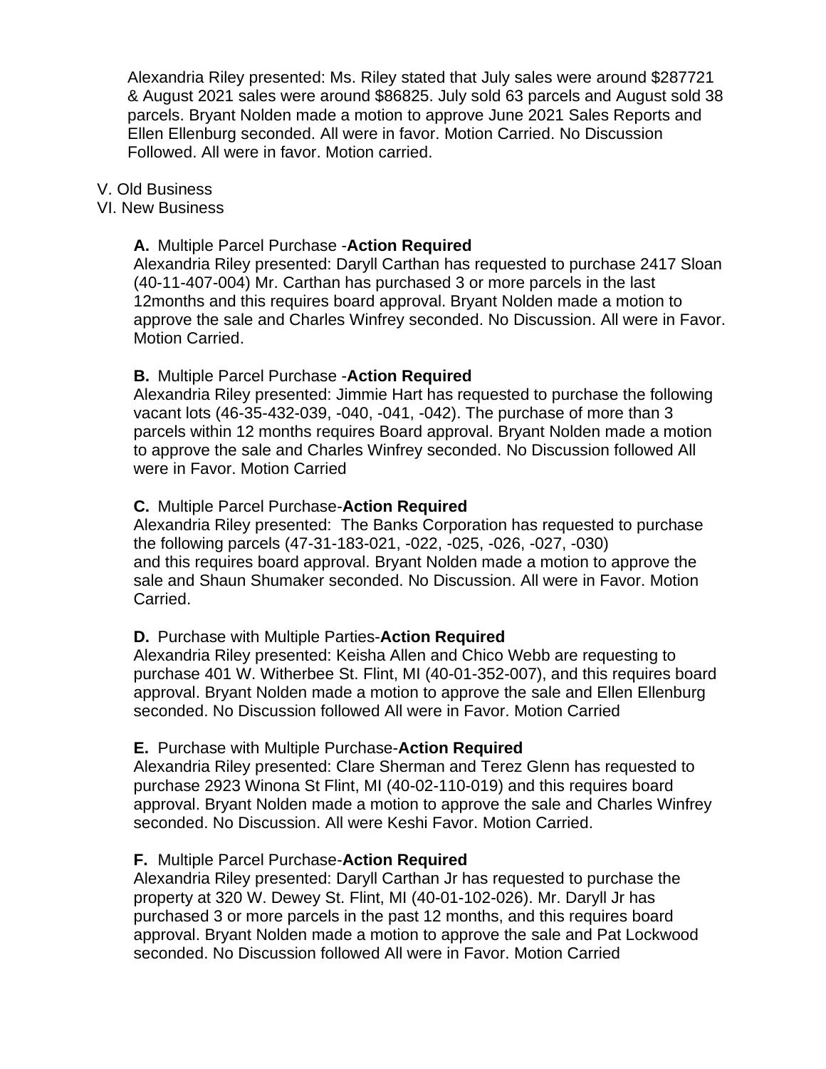Alexandria Riley presented: Ms. Riley stated that July sales were around $287721 & August 2021 sales were around $86825. July sold 63 parcels and August sold 38 parcels. Bryant Nolden made a motion to approve June 2021 Sales Reports and Ellen Ellenburg seconded. All were in favor. Motion Carried. No Discussion Followed. All were in favor. Motion carried.

V. Old Business
VI. New Business

**A.** Multiple Parcel Purchase -**Action Required**
Alexandria Riley presented: Daryll Carthan has requested to purchase 2417 Sloan (40-11-407-004) Mr. Carthan has purchased 3 or more parcels in the last 12months and this requires board approval. Bryant Nolden made a motion to approve the sale and Charles Winfrey seconded. No Discussion. All were in Favor. Motion Carried.

**B.** Multiple Parcel Purchase -**Action Required**
Alexandria Riley presented: Jimmie Hart has requested to purchase the following vacant lots (46-35-432-039, -040, -041, -042). The purchase of more than 3 parcels within 12 months requires Board approval. Bryant Nolden made a motion to approve the sale and Charles Winfrey seconded. No Discussion followed All were in Favor. Motion Carried

**C.** Multiple Parcel Purchase-**Action Required**
Alexandria Riley presented: The Banks Corporation has requested to purchase the following parcels (47-31-183-021, -022, -025, -026, -027, -030) and this requires board approval. Bryant Nolden made a motion to approve the sale and Shaun Shumaker seconded. No Discussion. All were in Favor. Motion Carried.

**D.** Purchase with Multiple Parties-**Action Required**
Alexandria Riley presented: Keisha Allen and Chico Webb are requesting to purchase 401 W. Witherbee St. Flint, MI (40-01-352-007), and this requires board approval. Bryant Nolden made a motion to approve the sale and Ellen Ellenburg seconded. No Discussion followed All were in Favor. Motion Carried

**E.** Purchase with Multiple Purchase-**Action Required**
Alexandria Riley presented: Clare Sherman and Terez Glenn has requested to purchase 2923 Winona St Flint, MI (40-02-110-019) and this requires board approval. Bryant Nolden made a motion to approve the sale and Charles Winfrey seconded. No Discussion. All were Keshi Favor. Motion Carried.

**F.** Multiple Parcel Purchase-**Action Required**
Alexandria Riley presented: Daryll Carthan Jr has requested to purchase the property at 320 W. Dewey St. Flint, MI (40-01-102-026). Mr. Daryll Jr has purchased 3 or more parcels in the past 12 months, and this requires board approval. Bryant Nolden made a motion to approve the sale and Pat Lockwood seconded. No Discussion followed All were in Favor. Motion Carried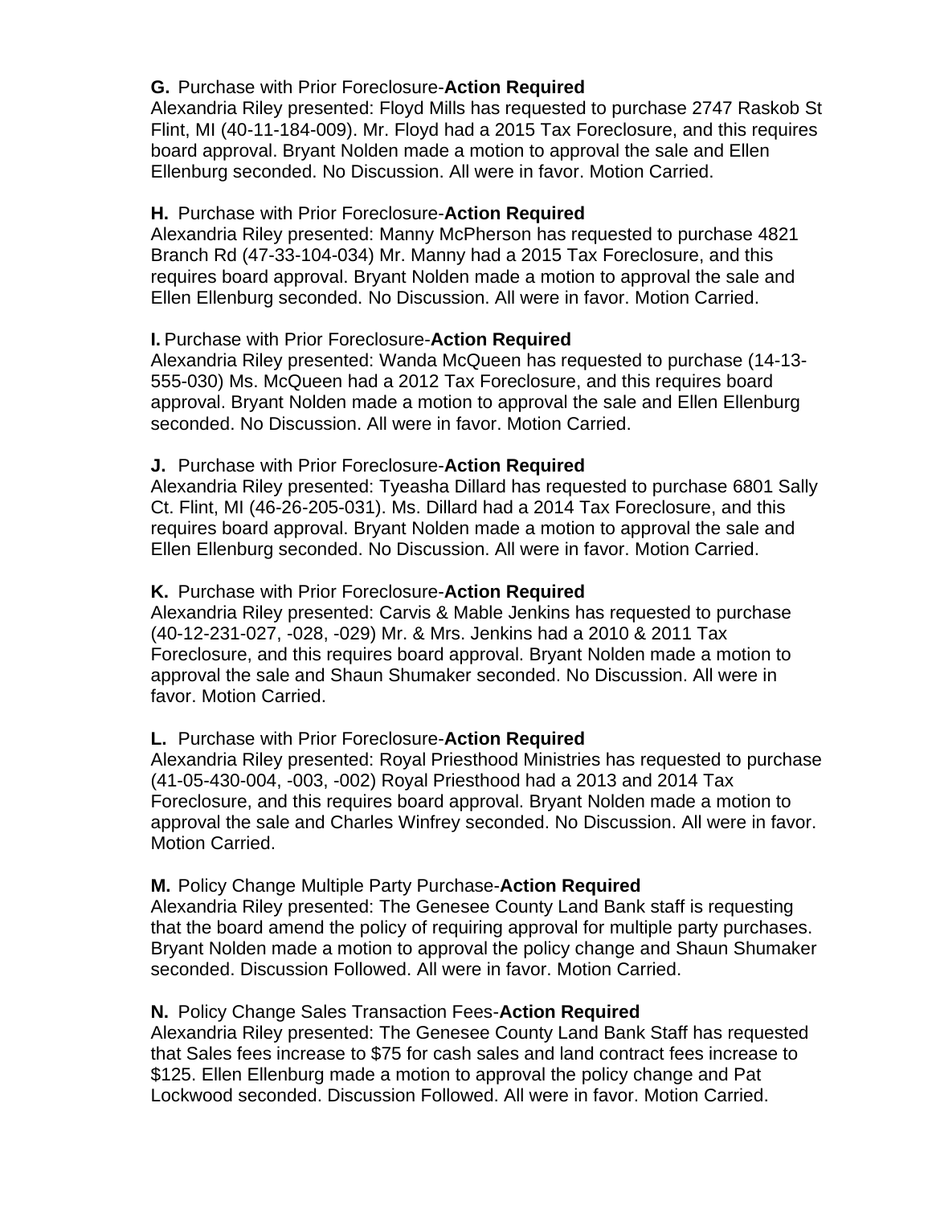**G.** Purchase with Prior Foreclosure-**Action Required**
Alexandria Riley presented: Floyd Mills has requested to purchase 2747 Raskob St Flint, MI (40-11-184-009). Mr. Floyd had a 2015 Tax Foreclosure, and this requires board approval. Bryant Nolden made a motion to approval the sale and Ellen Ellenburg seconded. No Discussion. All were in favor. Motion Carried.

**H.** Purchase with Prior Foreclosure-**Action Required**
Alexandria Riley presented: Manny McPherson has requested to purchase 4821 Branch Rd (47-33-104-034) Mr. Manny had a 2015 Tax Foreclosure, and this requires board approval. Bryant Nolden made a motion to approval the sale and Ellen Ellenburg seconded. No Discussion. All were in favor. Motion Carried.

**I.** Purchase with Prior Foreclosure-**Action Required**
Alexandria Riley presented: Wanda McQueen has requested to purchase (14-13-555-030) Ms. McQueen had a 2012 Tax Foreclosure, and this requires board approval. Bryant Nolden made a motion to approval the sale and Ellen Ellenburg seconded. No Discussion. All were in favor. Motion Carried.

**J.** Purchase with Prior Foreclosure-**Action Required**
Alexandria Riley presented: Tyeasha Dillard has requested to purchase 6801 Sally Ct. Flint, MI (46-26-205-031). Ms. Dillard had a 2014 Tax Foreclosure, and this requires board approval. Bryant Nolden made a motion to approval the sale and Ellen Ellenburg seconded. No Discussion. All were in favor. Motion Carried.

**K.** Purchase with Prior Foreclosure-**Action Required**
Alexandria Riley presented: Carvis & Mable Jenkins has requested to purchase (40-12-231-027, -028, -029) Mr. & Mrs. Jenkins had a 2010 & 2011 Tax Foreclosure, and this requires board approval. Bryant Nolden made a motion to approval the sale and Shaun Shumaker seconded. No Discussion. All were in favor. Motion Carried.

**L.** Purchase with Prior Foreclosure-**Action Required**
Alexandria Riley presented: Royal Priesthood Ministries has requested to purchase (41-05-430-004, -003, -002) Royal Priesthood had a 2013 and 2014 Tax Foreclosure, and this requires board approval. Bryant Nolden made a motion to approval the sale and Charles Winfrey seconded. No Discussion. All were in favor. Motion Carried.

**M.** Policy Change Multiple Party Purchase-**Action Required**
Alexandria Riley presented: The Genesee County Land Bank staff is requesting that the board amend the policy of requiring approval for multiple party purchases. Bryant Nolden made a motion to approval the policy change and Shaun Shumaker seconded. Discussion Followed. All were in favor. Motion Carried.

**N.** Policy Change Sales Transaction Fees-**Action Required**
Alexandria Riley presented: The Genesee County Land Bank Staff has requested that Sales fees increase to $75 for cash sales and land contract fees increase to $125. Ellen Ellenburg made a motion to approval the policy change and Pat Lockwood seconded. Discussion Followed. All were in favor. Motion Carried.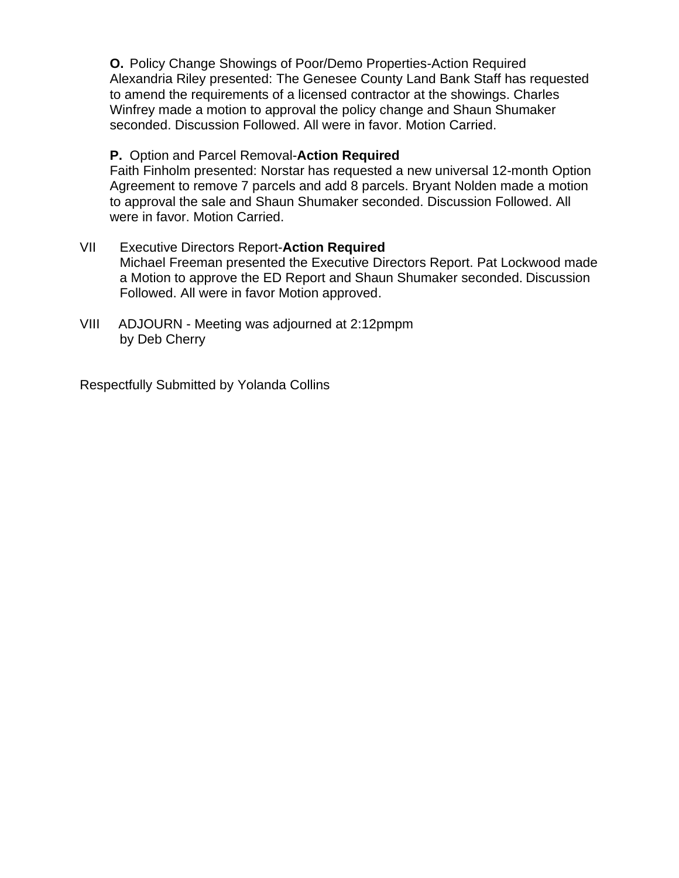**O.** Policy Change Showings of Poor/Demo Properties-Action Required
Alexandria Riley presented: The Genesee County Land Bank Staff has requested to amend the requirements of a licensed contractor at the showings. Charles Winfrey made a motion to approval the policy change and Shaun Shumaker seconded. Discussion Followed. All were in favor. Motion Carried.

**P.** Option and Parcel Removal-**Action Required**
Faith Finholm presented: Norstar has requested a new universal 12-month Option Agreement to remove 7 parcels and add 8 parcels. Bryant Nolden made a motion to approval the sale and Shaun Shumaker seconded. Discussion Followed. All were in favor. Motion Carried.

VII Executive Directors Report-**Action Required**
Michael Freeman presented the Executive Directors Report. Pat Lockwood made a Motion to approve the ED Report and Shaun Shumaker seconded. Discussion Followed. All were in favor Motion approved.

VIII ADJOURN - Meeting was adjourned at 2:12pmpm
by Deb Cherry

Respectfully Submitted by Yolanda Collins